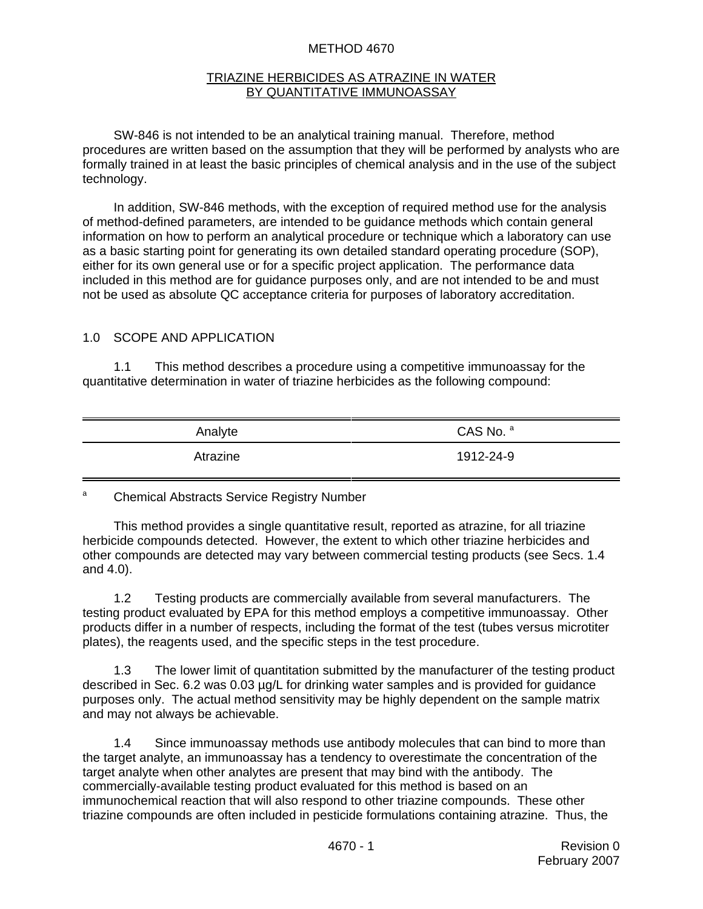# METHOD 4670

## TRIAZINE HERBICIDES AS ATRAZINE IN WATER BY QUANTITATIVE IMMUNOASSAY

SW-846 is not intended to be an analytical training manual. Therefore, method procedures are written based on the assumption that they will be performed by analysts who are formally trained in at least the basic principles of chemical analysis and in the use of the subject technology.

In addition, SW-846 methods, with the exception of required method use for the analysis of method-defined parameters, are intended to be guidance methods which contain general information on how to perform an analytical procedure or technique which a laboratory can use as a basic starting point for generating its own detailed standard operating procedure (SOP), either for its own general use or for a specific project application. The performance data included in this method are for guidance purposes only, and are not intended to be and must not be used as absolute QC acceptance criteria for purposes of laboratory accreditation.

## 1.0 SCOPE AND APPLICATION

1.1 This method describes a procedure using a competitive immunoassay for the quantitative determination in water of triazine herbicides as the following compound:

| Analyte | CAS No. [a] |
|---|---|
| Atrazine | 1912-24-9 |

[a] Chemical Abstracts Service Registry Number

This method provides a single quantitative result, reported as atrazine, for all triazine herbicide compounds detected. However, the extent to which other triazine herbicides and other compounds are detected may vary between commercial testing products (see Secs. 1.4 and 4.0).

1.2 Testing products are commercially available from several manufacturers. The testing product evaluated by EPA for this method employs a competitive immunoassay. Other products differ in a number of respects, including the format of the test (tubes versus microtiter plates), the reagents used, and the specific steps in the test procedure.

1.3 The lower limit of quantitation submitted by the manufacturer of the testing product described in Sec. 6.2 was 0.03 µg/L for drinking water samples and is provided for guidance purposes only. The actual method sensitivity may be highly dependent on the sample matrix and may not always be achievable.

1.4 Since immunoassay methods use antibody molecules that can bind to more than the target analyte, an immunoassay has a tendency to overestimate the concentration of the target analyte when other analytes are present that may bind with the antibody. The commercially-available testing product evaluated for this method is based on an immunochemical reaction that will also respond to other triazine compounds. These other triazine compounds are often included in pesticide formulations containing atrazine. Thus, the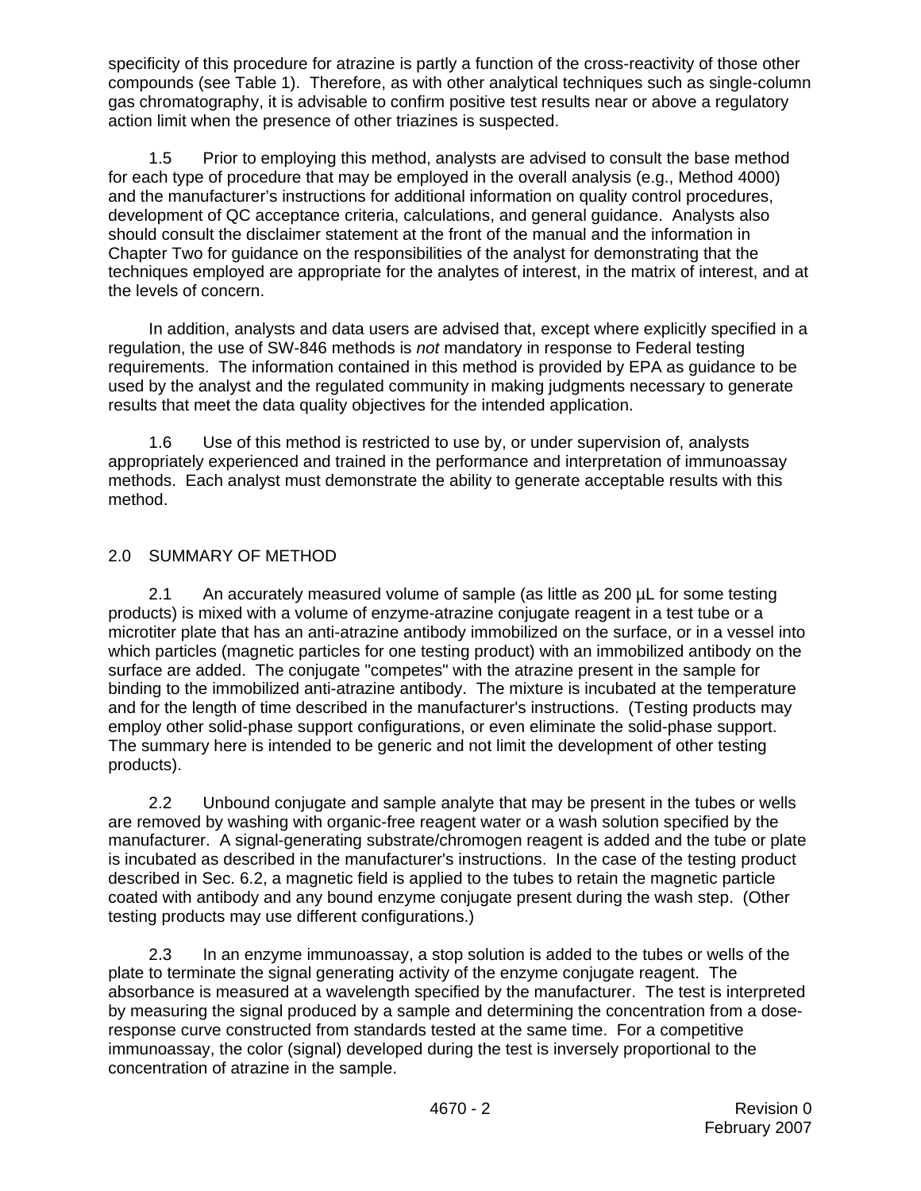specificity of this procedure for atrazine is partly a function of the cross-reactivity of those other compounds (see Table 1). Therefore, as with other analytical techniques such as single-column gas chromatography, it is advisable to confirm positive test results near or above a regulatory action limit when the presence of other triazines is suspected.

1.5 Prior to employing this method, analysts are advised to consult the base method for each type of procedure that may be employed in the overall analysis (e.g., Method 4000) and the manufacturer's instructions for additional information on quality control procedures, development of QC acceptance criteria, calculations, and general guidance. Analysts also should consult the disclaimer statement at the front of the manual and the information in Chapter Two for guidance on the responsibilities of the analyst for demonstrating that the techniques employed are appropriate for the analytes of interest, in the matrix of interest, and at the levels of concern.

In addition, analysts and data users are advised that, except where explicitly specified in a regulation, the use of SW-846 methods is *not* mandatory in response to Federal testing requirements. The information contained in this method is provided by EPA as guidance to be used by the analyst and the regulated community in making judgments necessary to generate results that meet the data quality objectives for the intended application.

1.6 Use of this method is restricted to use by, or under supervision of, analysts appropriately experienced and trained in the performance and interpretation of immunoassay methods. Each analyst must demonstrate the ability to generate acceptable results with this method.

## 2.0 SUMMARY OF METHOD

2.1 An accurately measured volume of sample (as little as 200 µL for some testing products) is mixed with a volume of enzyme-atrazine conjugate reagent in a test tube or a microtiter plate that has an anti-atrazine antibody immobilized on the surface, or in a vessel into which particles (magnetic particles for one testing product) with an immobilized antibody on the surface are added. The conjugate "competes" with the atrazine present in the sample for binding to the immobilized anti-atrazine antibody. The mixture is incubated at the temperature and for the length of time described in the manufacturer's instructions. (Testing products may employ other solid-phase support configurations, or even eliminate the solid-phase support. The summary here is intended to be generic and not limit the development of other testing products).

2.2 Unbound conjugate and sample analyte that may be present in the tubes or wells are removed by washing with organic-free reagent water or a wash solution specified by the manufacturer. A signal-generating substrate/chromogen reagent is added and the tube or plate is incubated as described in the manufacturer's instructions. In the case of the testing product described in Sec. 6.2, a magnetic field is applied to the tubes to retain the magnetic particle coated with antibody and any bound enzyme conjugate present during the wash step. (Other testing products may use different configurations.)

2.3 In an enzyme immunoassay, a stop solution is added to the tubes or wells of the plate to terminate the signal generating activity of the enzyme conjugate reagent. The absorbance is measured at a wavelength specified by the manufacturer. The test is interpreted by measuring the signal produced by a sample and determining the concentration from a dose-response curve constructed from standards tested at the same time. For a competitive immunoassay, the color (signal) developed during the test is inversely proportional to the concentration of atrazine in the sample.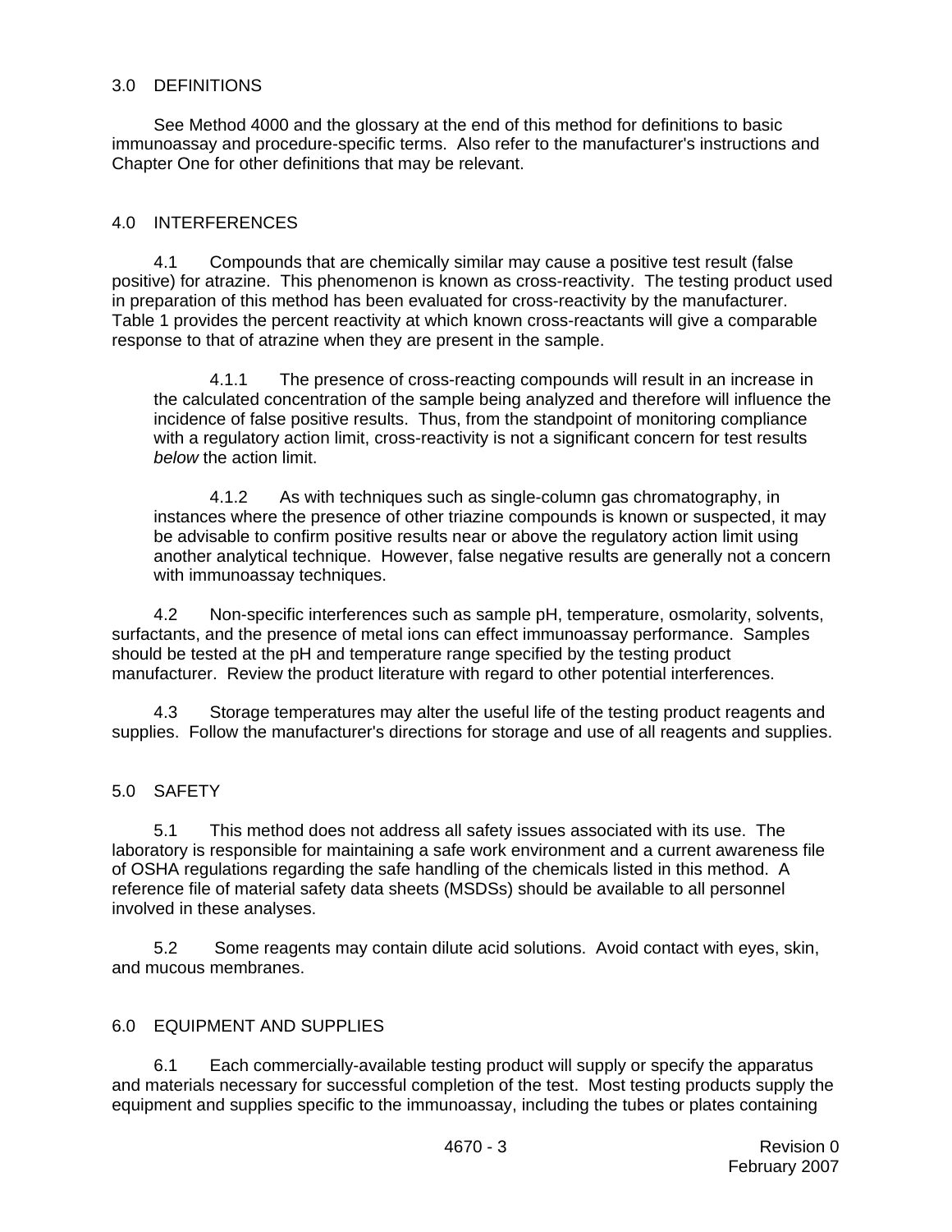## 3.0 DEFINITIONS

See Method 4000 and the glossary at the end of this method for definitions to basic immunoassay and procedure-specific terms. Also refer to the manufacturer's instructions and Chapter One for other definitions that may be relevant.

## 4.0 INTERFERENCES

4.1 Compounds that are chemically similar may cause a positive test result (false positive) for atrazine. This phenomenon is known as cross-reactivity. The testing product used in preparation of this method has been evaluated for cross-reactivity by the manufacturer. Table 1 provides the percent reactivity at which known cross-reactants will give a comparable response to that of atrazine when they are present in the sample.

4.1.1 The presence of cross-reacting compounds will result in an increase in the calculated concentration of the sample being analyzed and therefore will influence the incidence of false positive results. Thus, from the standpoint of monitoring compliance with a regulatory action limit, cross-reactivity is not a significant concern for test results *below* the action limit.

4.1.2 As with techniques such as single-column gas chromatography, in instances where the presence of other triazine compounds is known or suspected, it may be advisable to confirm positive results near or above the regulatory action limit using another analytical technique. However, false negative results are generally not a concern with immunoassay techniques.

4.2 Non-specific interferences such as sample pH, temperature, osmolarity, solvents, surfactants, and the presence of metal ions can effect immunoassay performance. Samples should be tested at the pH and temperature range specified by the testing product manufacturer. Review the product literature with regard to other potential interferences.

4.3 Storage temperatures may alter the useful life of the testing product reagents and supplies. Follow the manufacturer's directions for storage and use of all reagents and supplies.

## 5.0 SAFETY

5.1 This method does not address all safety issues associated with its use. The laboratory is responsible for maintaining a safe work environment and a current awareness file of OSHA regulations regarding the safe handling of the chemicals listed in this method. A reference file of material safety data sheets (MSDSs) should be available to all personnel involved in these analyses.

5.2 Some reagents may contain dilute acid solutions. Avoid contact with eyes, skin, and mucous membranes.

## 6.0 EQUIPMENT AND SUPPLIES

6.1 Each commercially-available testing product will supply or specify the apparatus and materials necessary for successful completion of the test. Most testing products supply the equipment and supplies specific to the immunoassay, including the tubes or plates containing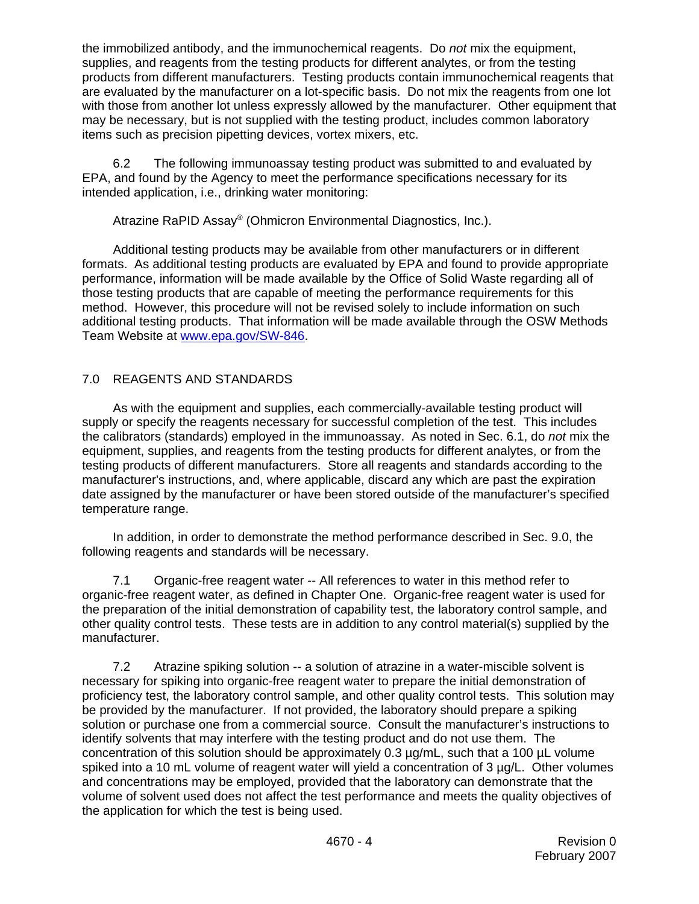the immobilized antibody, and the immunochemical reagents. Do *not* mix the equipment, supplies, and reagents from the testing products for different analytes, or from the testing products from different manufacturers. Testing products contain immunochemical reagents that are evaluated by the manufacturer on a lot-specific basis. Do not mix the reagents from one lot with those from another lot unless expressly allowed by the manufacturer. Other equipment that may be necessary, but is not supplied with the testing product, includes common laboratory items such as precision pipetting devices, vortex mixers, etc.

6.2 The following immunoassay testing product was submitted to and evaluated by EPA, and found by the Agency to meet the performance specifications necessary for its intended application, i.e., drinking water monitoring:

Atrazine RaPID Assay® (Ohmicron Environmental Diagnostics, Inc.).

Additional testing products may be available from other manufacturers or in different formats. As additional testing products are evaluated by EPA and found to provide appropriate performance, information will be made available by the Office of Solid Waste regarding all of those testing products that are capable of meeting the performance requirements for this method. However, this procedure will not be revised solely to include information on such additional testing products. That information will be made available through the OSW Methods Team Website at www.epa.gov/SW-846.

## 7.0 REAGENTS AND STANDARDS

As with the equipment and supplies, each commercially-available testing product will supply or specify the reagents necessary for successful completion of the test. This includes the calibrators (standards) employed in the immunoassay. As noted in Sec. 6.1, do *not* mix the equipment, supplies, and reagents from the testing products for different analytes, or from the testing products of different manufacturers. Store all reagents and standards according to the manufacturer's instructions, and, where applicable, discard any which are past the expiration date assigned by the manufacturer or have been stored outside of the manufacturer's specified temperature range.

In addition, in order to demonstrate the method performance described in Sec. 9.0, the following reagents and standards will be necessary.

7.1 Organic-free reagent water -- All references to water in this method refer to organic-free reagent water, as defined in Chapter One. Organic-free reagent water is used for the preparation of the initial demonstration of capability test, the laboratory control sample, and other quality control tests. These tests are in addition to any control material(s) supplied by the manufacturer.

7.2 Atrazine spiking solution -- a solution of atrazine in a water-miscible solvent is necessary for spiking into organic-free reagent water to prepare the initial demonstration of proficiency test, the laboratory control sample, and other quality control tests. This solution may be provided by the manufacturer. If not provided, the laboratory should prepare a spiking solution or purchase one from a commercial source. Consult the manufacturer's instructions to identify solvents that may interfere with the testing product and do not use them. The concentration of this solution should be approximately 0.3 µg/mL, such that a 100 µL volume spiked into a 10 mL volume of reagent water will yield a concentration of 3 µg/L. Other volumes and concentrations may be employed, provided that the laboratory can demonstrate that the volume of solvent used does not affect the test performance and meets the quality objectives of the application for which the test is being used.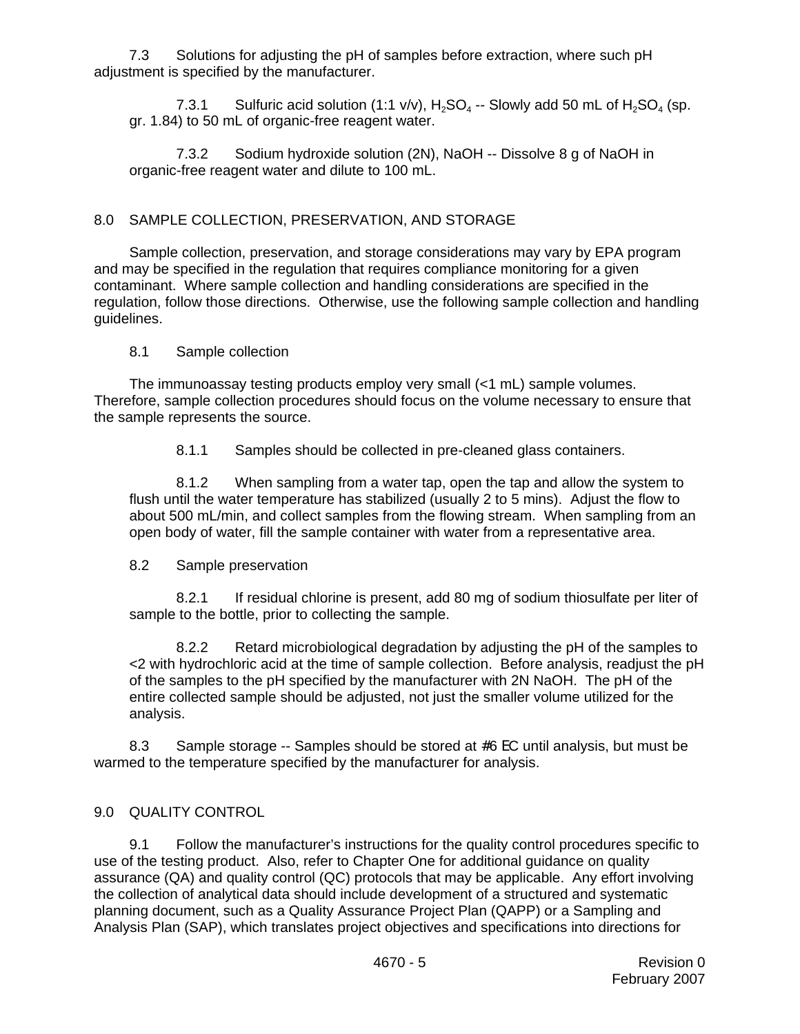7.3 Solutions for adjusting the pH of samples before extraction, where such pH adjustment is specified by the manufacturer.

7.3.1 Sulfuric acid solution (1:1 v/v), $H_2SO_4$ -- Slowly add 50 mL of $H_2SO_4$ (sp. gr. 1.84) to 50 mL of organic-free reagent water.

7.3.2 Sodium hydroxide solution (2N), NaOH -- Dissolve 8 g of NaOH in organic-free reagent water and dilute to 100 mL.

## 8.0 SAMPLE COLLECTION, PRESERVATION, AND STORAGE

Sample collection, preservation, and storage considerations may vary by EPA program and may be specified in the regulation that requires compliance monitoring for a given contaminant. Where sample collection and handling considerations are specified in the regulation, follow those directions. Otherwise, use the following sample collection and handling guidelines.

8.1 Sample collection

The immunoassay testing products employ very small (<1 mL) sample volumes. Therefore, sample collection procedures should focus on the volume necessary to ensure that the sample represents the source.

8.1.1 Samples should be collected in pre-cleaned glass containers.

8.1.2 When sampling from a water tap, open the tap and allow the system to flush until the water temperature has stabilized (usually 2 to 5 mins). Adjust the flow to about 500 mL/min, and collect samples from the flowing stream. When sampling from an open body of water, fill the sample container with water from a representative area.

8.2 Sample preservation

8.2.1 If residual chlorine is present, add 80 mg of sodium thiosulfate per liter of sample to the bottle, prior to collecting the sample.

8.2.2 Retard microbiological degradation by adjusting the pH of the samples to <2 with hydrochloric acid at the time of sample collection. Before analysis, readjust the pH of the samples to the pH specified by the manufacturer with 2N NaOH. The pH of the entire collected sample should be adjusted, not just the smaller volume utilized for the analysis.

8.3 Sample storage -- Samples should be stored at ≤6 °C until analysis, but must be warmed to the temperature specified by the manufacturer for analysis.

## 9.0 QUALITY CONTROL

9.1 Follow the manufacturer's instructions for the quality control procedures specific to use of the testing product. Also, refer to Chapter One for additional guidance on quality assurance (QA) and quality control (QC) protocols that may be applicable. Any effort involving the collection of analytical data should include development of a structured and systematic planning document, such as a Quality Assurance Project Plan (QAPP) or a Sampling and Analysis Plan (SAP), which translates project objectives and specifications into directions for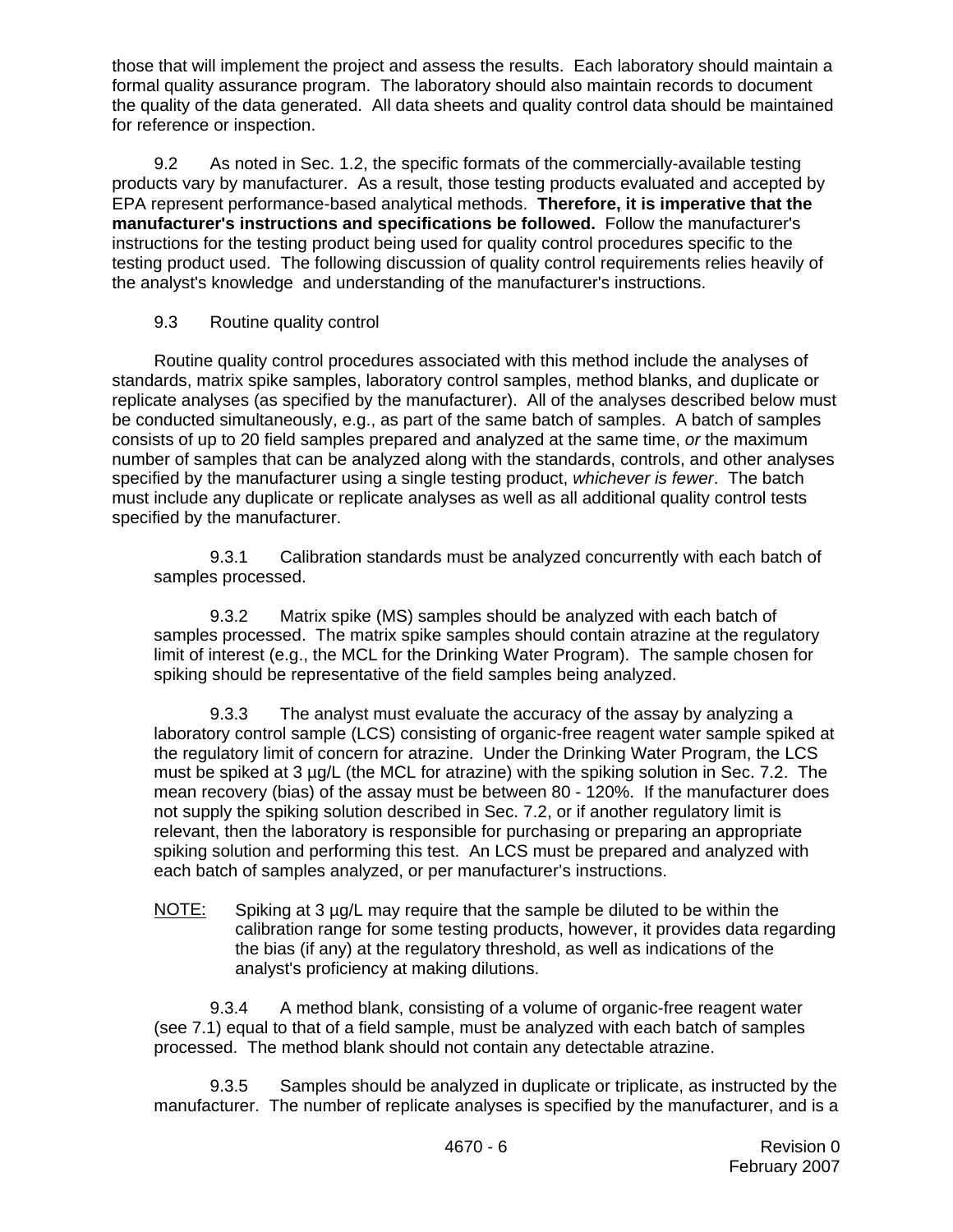those that will implement the project and assess the results. Each laboratory should maintain a formal quality assurance program. The laboratory should also maintain records to document the quality of the data generated. All data sheets and quality control data should be maintained for reference or inspection.

9.2 As noted in Sec. 1.2, the specific formats of the commercially-available testing products vary by manufacturer. As a result, those testing products evaluated and accepted by EPA represent performance-based analytical methods. **Therefore, it is imperative that the manufacturer's instructions and specifications be followed.** Follow the manufacturer's instructions for the testing product being used for quality control procedures specific to the testing product used. The following discussion of quality control requirements relies heavily of the analyst's knowledge and understanding of the manufacturer's instructions.

9.3 Routine quality control

Routine quality control procedures associated with this method include the analyses of standards, matrix spike samples, laboratory control samples, method blanks, and duplicate or replicate analyses (as specified by the manufacturer). All of the analyses described below must be conducted simultaneously, e.g., as part of the same batch of samples. A batch of samples consists of up to 20 field samples prepared and analyzed at the same time, *or* the maximum number of samples that can be analyzed along with the standards, controls, and other analyses specified by the manufacturer using a single testing product, *whichever is fewer*. The batch must include any duplicate or replicate analyses as well as all additional quality control tests specified by the manufacturer.

9.3.1 Calibration standards must be analyzed concurrently with each batch of samples processed.

9.3.2 Matrix spike (MS) samples should be analyzed with each batch of samples processed. The matrix spike samples should contain atrazine at the regulatory limit of interest (e.g., the MCL for the Drinking Water Program). The sample chosen for spiking should be representative of the field samples being analyzed.

9.3.3 The analyst must evaluate the accuracy of the assay by analyzing a laboratory control sample (LCS) consisting of organic-free reagent water sample spiked at the regulatory limit of concern for atrazine. Under the Drinking Water Program, the LCS must be spiked at 3 µg/L (the MCL for atrazine) with the spiking solution in Sec. 7.2. The mean recovery (bias) of the assay must be between 80 - 120%. If the manufacturer does not supply the spiking solution described in Sec. 7.2, or if another regulatory limit is relevant, then the laboratory is responsible for purchasing or preparing an appropriate spiking solution and performing this test. An LCS must be prepared and analyzed with each batch of samples analyzed, or per manufacturer's instructions.

NOTE: Spiking at 3 µg/L may require that the sample be diluted to be within the calibration range for some testing products, however, it provides data regarding the bias (if any) at the regulatory threshold, as well as indications of the analyst's proficiency at making dilutions.

9.3.4 A method blank, consisting of a volume of organic-free reagent water (see 7.1) equal to that of a field sample, must be analyzed with each batch of samples processed. The method blank should not contain any detectable atrazine.

9.3.5 Samples should be analyzed in duplicate or triplicate, as instructed by the manufacturer. The number of replicate analyses is specified by the manufacturer, and is a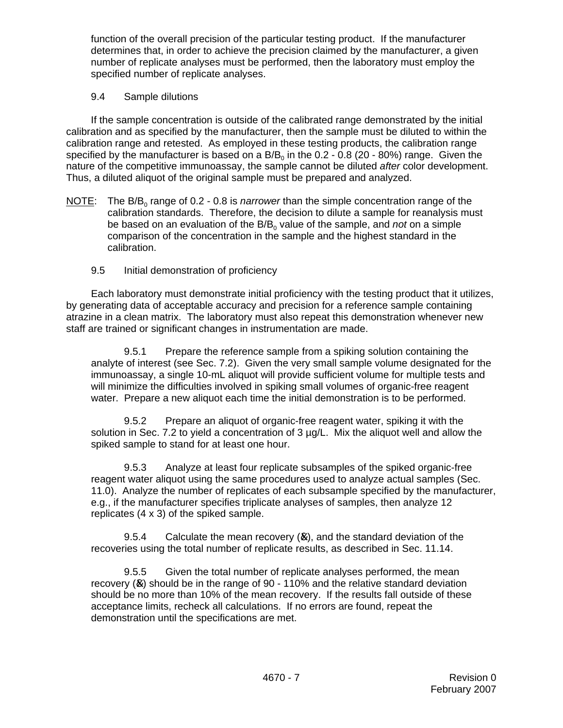function of the overall precision of the particular testing product. If the manufacturer determines that, in order to achieve the precision claimed by the manufacturer, a given number of replicate analyses must be performed, then the laboratory must employ the specified number of replicate analyses.

9.4 Sample dilutions

If the sample concentration is outside of the calibrated range demonstrated by the initial calibration and as specified by the manufacturer, then the sample must be diluted to within the calibration range and retested. As employed in these testing products, the calibration range specified by the manufacturer is based on a $B/B_0$ in the 0.2 - 0.8 (20 - 80%) range. Given the nature of the competitive immunoassay, the sample cannot be diluted *after* color development. Thus, a diluted aliquot of the original sample must be prepared and analyzed.

NOTE: The $B/B_0$ range of 0.2 - 0.8 is *narrower* than the simple concentration range of the calibration standards. Therefore, the decision to dilute a sample for reanalysis must be based on an evaluation of the $B/B_0$ value of the sample, and *not* on a simple comparison of the concentration in the sample and the highest standard in the calibration.

9.5 Initial demonstration of proficiency

Each laboratory must demonstrate initial proficiency with the testing product that it utilizes, by generating data of acceptable accuracy and precision for a reference sample containing atrazine in a clean matrix. The laboratory must also repeat this demonstration whenever new staff are trained or significant changes in instrumentation are made.

9.5.1 Prepare the reference sample from a spiking solution containing the analyte of interest (see Sec. 7.2). Given the very small sample volume designated for the immunoassay, a single 10-mL aliquot will provide sufficient volume for multiple tests and will minimize the difficulties involved in spiking small volumes of organic-free reagent water. Prepare a new aliquot each time the initial demonstration is to be performed.

9.5.2 Prepare an aliquot of organic-free reagent water, spiking it with the solution in Sec. 7.2 to yield a concentration of 3 µg/L. Mix the aliquot well and allow the spiked sample to stand for at least one hour.

9.5.3 Analyze at least four replicate subsamples of the spiked organic-free reagent water aliquot using the same procedures used to analyze actual samples (Sec. 11.0). Analyze the number of replicates of each subsample specified by the manufacturer, e.g., if the manufacturer specifies triplicate analyses of samples, then analyze 12 replicates (4 x 3) of the spiked sample.

9.5.4 Calculate the mean recovery ($\bar{x}$), and the standard deviation of the recoveries using the total number of replicate results, as described in Sec. 11.14.

9.5.5 Given the total number of replicate analyses performed, the mean recovery ($\bar{x}$) should be in the range of 90 - 110% and the relative standard deviation should be no more than 10% of the mean recovery. If the results fall outside of these acceptance limits, recheck all calculations. If no errors are found, repeat the demonstration until the specifications are met.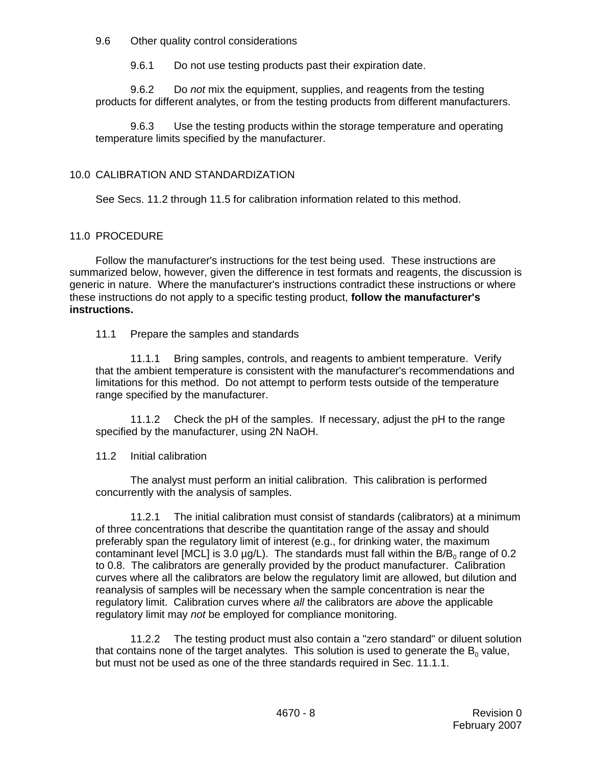9.6 Other quality control considerations

9.6.1 Do not use testing products past their expiration date.

9.6.2 Do *not* mix the equipment, supplies, and reagents from the testing products for different analytes, or from the testing products from different manufacturers.

9.6.3 Use the testing products within the storage temperature and operating temperature limits specified by the manufacturer.

## 10.0 CALIBRATION AND STANDARDIZATION

See Secs. 11.2 through 11.5 for calibration information related to this method.

## 11.0 PROCEDURE

Follow the manufacturer's instructions for the test being used. These instructions are summarized below, however, given the difference in test formats and reagents, the discussion is generic in nature. Where the manufacturer's instructions contradict these instructions or where these instructions do not apply to a specific testing product, **follow the manufacturer's instructions.**

11.1 Prepare the samples and standards

11.1.1 Bring samples, controls, and reagents to ambient temperature. Verify that the ambient temperature is consistent with the manufacturer's recommendations and limitations for this method. Do not attempt to perform tests outside of the temperature range specified by the manufacturer.

11.1.2 Check the pH of the samples. If necessary, adjust the pH to the range specified by the manufacturer, using 2N NaOH.

11.2 Initial calibration

The analyst must perform an initial calibration. This calibration is performed concurrently with the analysis of samples.

11.2.1 The initial calibration must consist of standards (calibrators) at a minimum of three concentrations that describe the quantitation range of the assay and should preferably span the regulatory limit of interest (e.g., for drinking water, the maximum contaminant level [MCL] is 3.0 µg/L). The standards must fall within the $B/B_0$ range of 0.2 to 0.8. The calibrators are generally provided by the product manufacturer. Calibration curves where all the calibrators are below the regulatory limit are allowed, but dilution and reanalysis of samples will be necessary when the sample concentration is near the regulatory limit. Calibration curves where *all* the calibrators are *above* the applicable regulatory limit may *not* be employed for compliance monitoring.

11.2.2 The testing product must also contain a "zero standard" or diluent solution that contains none of the target analytes. This solution is used to generate the $B_0$ value, but must not be used as one of the three standards required in Sec. 11.1.1.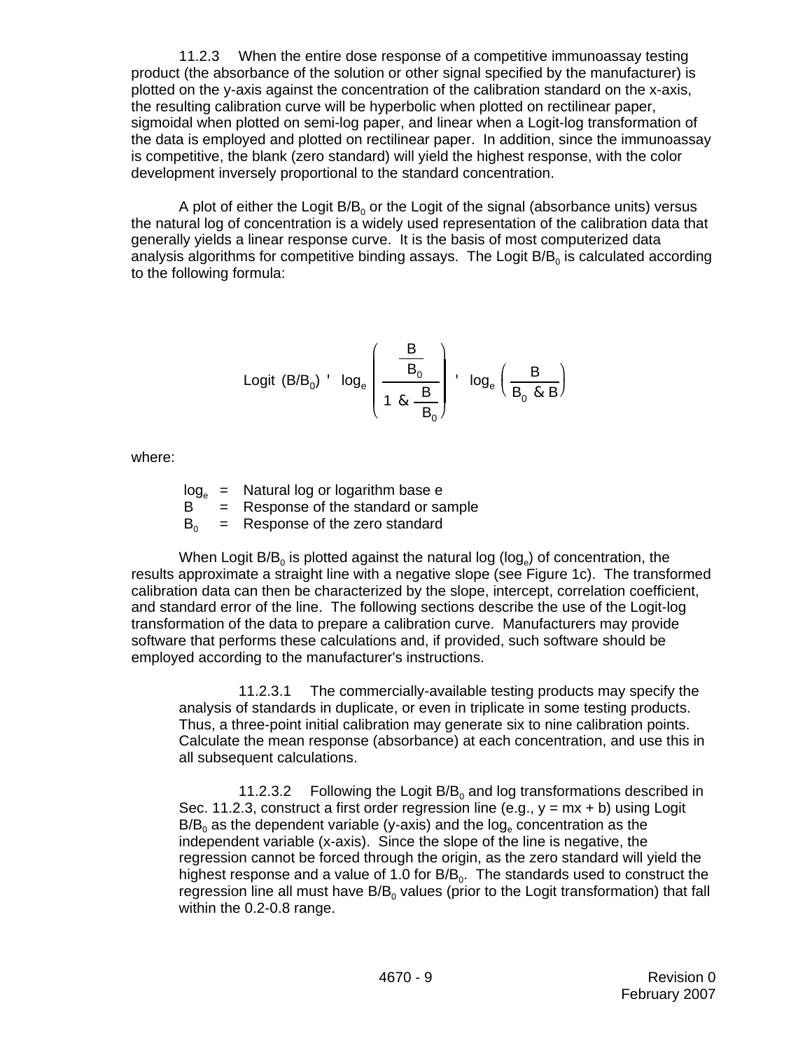11.2.3 When the entire dose response of a competitive immunoassay testing product (the absorbance of the solution or other signal specified by the manufacturer) is plotted on the y-axis against the concentration of the calibration standard on the x-axis, the resulting calibration curve will be hyperbolic when plotted on rectilinear paper, sigmoidal when plotted on semi-log paper, and linear when a Logit-log transformation of the data is employed and plotted on rectilinear paper. In addition, since the immunoassay is competitive, the blank (zero standard) will yield the highest response, with the color development inversely proportional to the standard concentration.

A plot of either the Logit $B/B_0$ or the Logit of the signal (absorbance units) versus the natural log of concentration is a widely used representation of the calibration data that generally yields a linear response curve. It is the basis of most computerized data analysis algorithms for competitive binding assays. The Logit $B/B_0$ is calculated according to the following formula:

$$\text{Logit } (B/B_0) = \log_e \left( \frac{\frac{B}{B_0}}{1 - \frac{B}{B_0}} \right) = \log_e \left( \frac{B}{B_0 - B} \right)$$

where:

$\log_e$ = Natural log or logarithm base e
$B$ = Response of the standard or sample
$B_0$ = Response of the zero standard

When Logit $B/B_0$ is plotted against the natural log ($\log_e$) of concentration, the results approximate a straight line with a negative slope (see Figure 1c). The transformed calibration data can then be characterized by the slope, intercept, correlation coefficient, and standard error of the line. The following sections describe the use of the Logit-log transformation of the data to prepare a calibration curve. Manufacturers may provide software that performs these calculations and, if provided, such software should be employed according to the manufacturer's instructions.

11.2.3.1 The commercially-available testing products may specify the analysis of standards in duplicate, or even in triplicate in some testing products. Thus, a three-point initial calibration may generate six to nine calibration points. Calculate the mean response (absorbance) at each concentration, and use this in all subsequent calculations.

11.2.3.2 Following the Logit $B/B_0$ and log transformations described in Sec. 11.2.3, construct a first order regression line (e.g., $y = mx + b$) using Logit $B/B_0$ as the dependent variable (y-axis) and the $\log_e$ concentration as the independent variable (x-axis). Since the slope of the line is negative, the regression cannot be forced through the origin, as the zero standard will yield the highest response and a value of 1.0 for $B/B_0$. The standards used to construct the regression line all must have $B/B_0$ values (prior to the Logit transformation) that fall within the 0.2-0.8 range.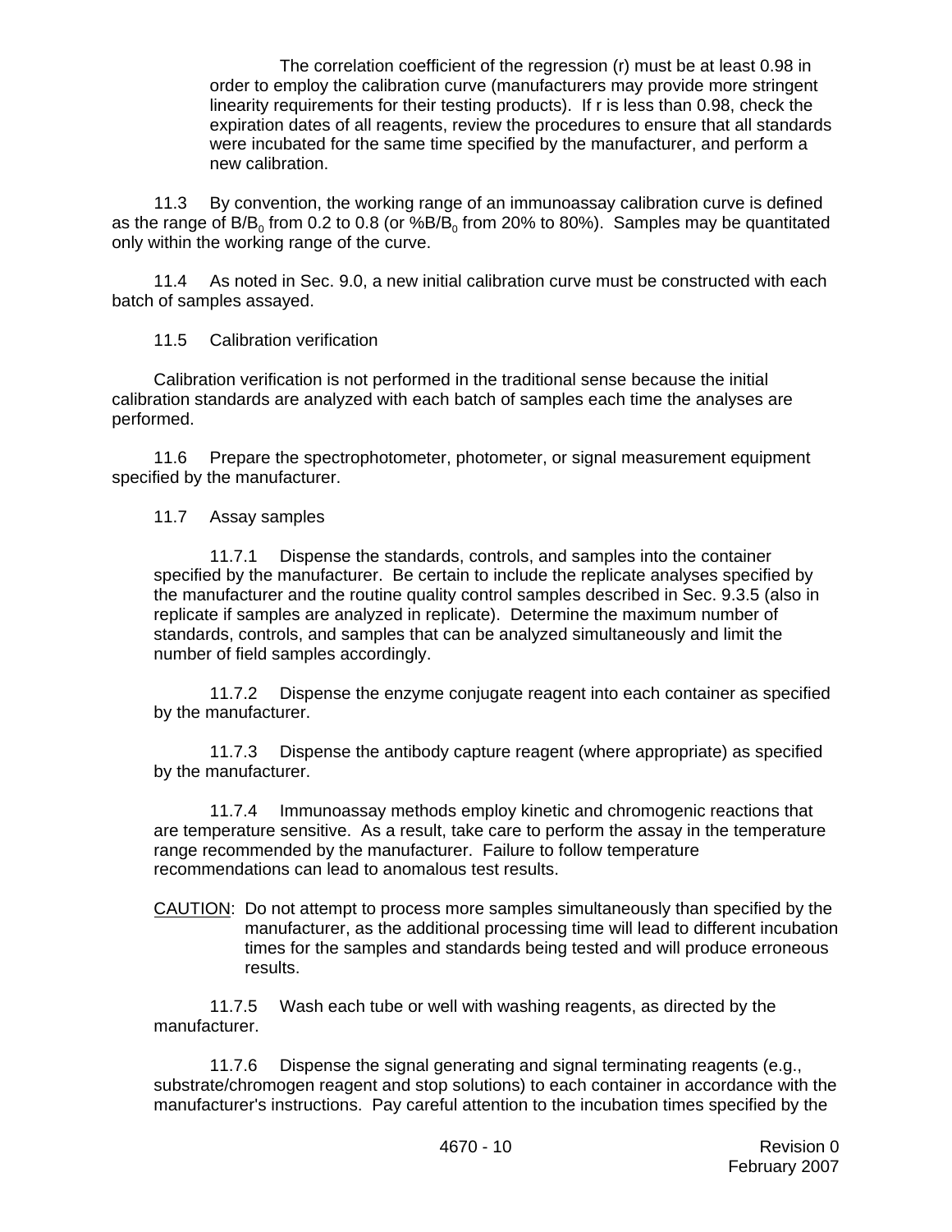The correlation coefficient of the regression (r) must be at least 0.98 in order to employ the calibration curve (manufacturers may provide more stringent linearity requirements for their testing products). If r is less than 0.98, check the expiration dates of all reagents, review the procedures to ensure that all standards were incubated for the same time specified by the manufacturer, and perform a new calibration.

11.3 By convention, the working range of an immunoassay calibration curve is defined as the range of $B/B_0$ from 0.2 to 0.8 (or $\%B/B_0$ from 20% to 80%). Samples may be quantitated only within the working range of the curve.

11.4 As noted in Sec. 9.0, a new initial calibration curve must be constructed with each batch of samples assayed.

11.5 Calibration verification

Calibration verification is not performed in the traditional sense because the initial calibration standards are analyzed with each batch of samples each time the analyses are performed.

11.6 Prepare the spectrophotometer, photometer, or signal measurement equipment specified by the manufacturer.

11.7 Assay samples

11.7.1 Dispense the standards, controls, and samples into the container specified by the manufacturer. Be certain to include the replicate analyses specified by the manufacturer and the routine quality control samples described in Sec. 9.3.5 (also in replicate if samples are analyzed in replicate). Determine the maximum number of standards, controls, and samples that can be analyzed simultaneously and limit the number of field samples accordingly.

11.7.2 Dispense the enzyme conjugate reagent into each container as specified by the manufacturer.

11.7.3 Dispense the antibody capture reagent (where appropriate) as specified by the manufacturer.

11.7.4 Immunoassay methods employ kinetic and chromogenic reactions that are temperature sensitive. As a result, take care to perform the assay in the temperature range recommended by the manufacturer. Failure to follow temperature recommendations can lead to anomalous test results.

CAUTION: Do not attempt to process more samples simultaneously than specified by the manufacturer, as the additional processing time will lead to different incubation times for the samples and standards being tested and will produce erroneous results.

11.7.5 Wash each tube or well with washing reagents, as directed by the manufacturer.

11.7.6 Dispense the signal generating and signal terminating reagents (e.g., substrate/chromogen reagent and stop solutions) to each container in accordance with the manufacturer's instructions. Pay careful attention to the incubation times specified by the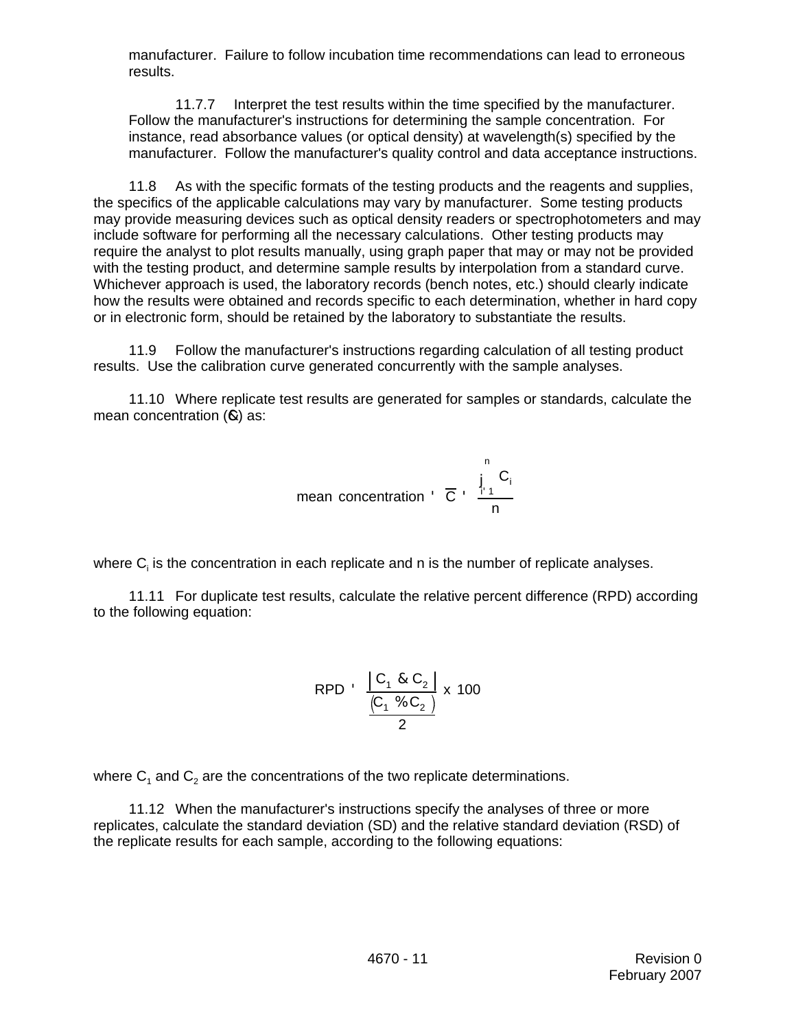manufacturer. Failure to follow incubation time recommendations can lead to erroneous results.

11.7.7 Interpret the test results within the time specified by the manufacturer. Follow the manufacturer's instructions for determining the sample concentration. For instance, read absorbance values (or optical density) at wavelength(s) specified by the manufacturer. Follow the manufacturer's quality control and data acceptance instructions.

11.8 As with the specific formats of the testing products and the reagents and supplies, the specifics of the applicable calculations may vary by manufacturer. Some testing products may provide measuring devices such as optical density readers or spectrophotometers and may include software for performing all the necessary calculations. Other testing products may require the analyst to plot results manually, using graph paper that may or may not be provided with the testing product, and determine sample results by interpolation from a standard curve. Whichever approach is used, the laboratory records (bench notes, etc.) should clearly indicate how the results were obtained and records specific to each determination, whether in hard copy or in electronic form, should be retained by the laboratory to substantiate the results.

11.9 Follow the manufacturer's instructions regarding calculation of all testing product results. Use the calibration curve generated concurrently with the sample analyses.

11.10 Where replicate test results are generated for samples or standards, calculate the mean concentration ($\overline{C}$) as:

$$\text{mean concentration} = \overline{C} = \frac{\sum_{i=1}^{n} C_i}{n}$$

where $C_i$ is the concentration in each replicate and n is the number of replicate analyses.

11.11 For duplicate test results, calculate the relative percent difference (RPD) according to the following equation:

$$\text{RPD} = \frac{|C_1 - C_2|}{\frac{(C_1 + C_2)}{2}} \times 100$$

where $C_1$ and $C_2$ are the concentrations of the two replicate determinations.

11.12 When the manufacturer's instructions specify the analyses of three or more replicates, calculate the standard deviation (SD) and the relative standard deviation (RSD) of the replicate results for each sample, according to the following equations: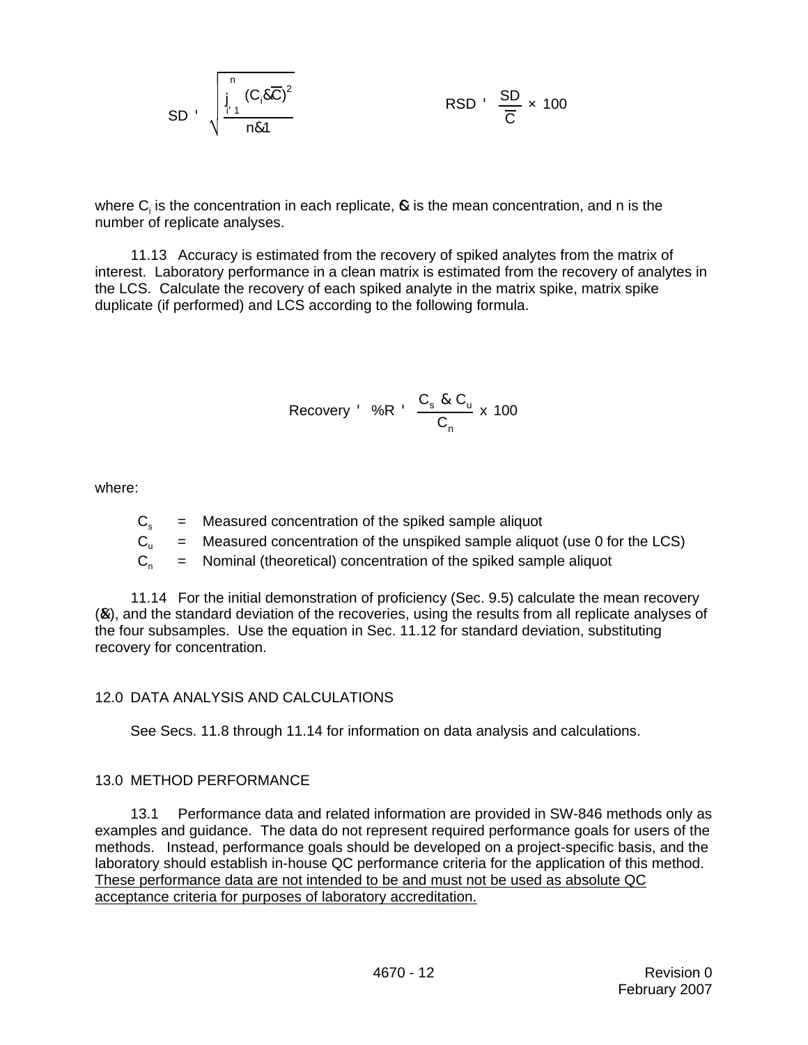$$SD = \sqrt{\frac{\sum_{i=1}^{n}(C_i - \bar{C})^2}{n-1}} \qquad RSD = \frac{SD}{\bar{C}} \times 100$$

where $C_i$ is the concentration in each replicate, $\bar{C}$ is the mean concentration, and n is the number of replicate analyses.

11.13 Accuracy is estimated from the recovery of spiked analytes from the matrix of interest. Laboratory performance in a clean matrix is estimated from the recovery of analytes in the LCS. Calculate the recovery of each spiked analyte in the matrix spike, matrix spike duplicate (if performed) and LCS according to the following formula.

$$\text{Recovery} = \%R = \frac{C_s - C_u}{C_n} \times 100$$

where:

$C_s$ = Measured concentration of the spiked sample aliquot

$C_u$ = Measured concentration of the unspiked sample aliquot (use 0 for the LCS)

$C_n$ = Nominal (theoretical) concentration of the spiked sample aliquot

11.14 For the initial demonstration of proficiency (Sec. 9.5) calculate the mean recovery ($\bar{R}$), and the standard deviation of the recoveries, using the results from all replicate analyses of the four subsamples. Use the equation in Sec. 11.12 for standard deviation, substituting recovery for concentration.

## 12.0 DATA ANALYSIS AND CALCULATIONS

See Secs. 11.8 through 11.14 for information on data analysis and calculations.

## 13.0 METHOD PERFORMANCE

13.1 Performance data and related information are provided in SW-846 methods only as examples and guidance. The data do not represent required performance goals for users of the methods. Instead, performance goals should be developed on a project-specific basis, and the laboratory should establish in-house QC performance criteria for the application of this method. These performance data are not intended to be and must not be used as absolute QC acceptance criteria for purposes of laboratory accreditation.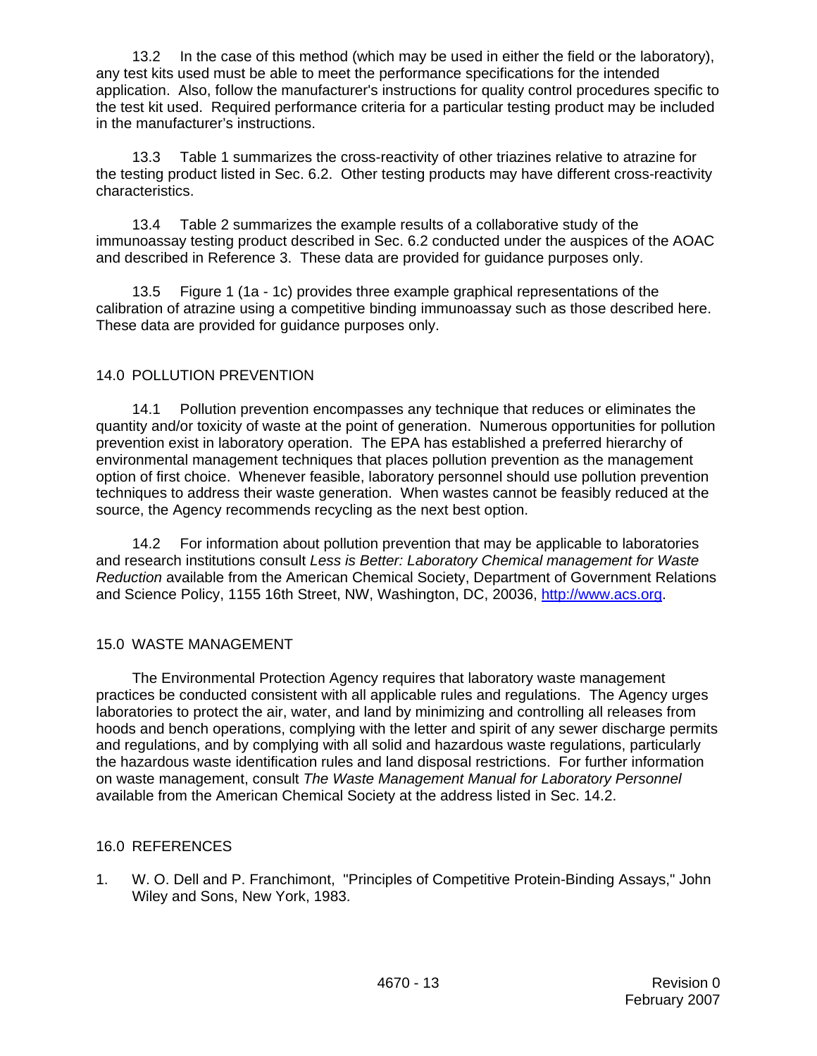13.2 In the case of this method (which may be used in either the field or the laboratory), any test kits used must be able to meet the performance specifications for the intended application. Also, follow the manufacturer's instructions for quality control procedures specific to the test kit used. Required performance criteria for a particular testing product may be included in the manufacturer's instructions.

13.3 Table 1 summarizes the cross-reactivity of other triazines relative to atrazine for the testing product listed in Sec. 6.2. Other testing products may have different cross-reactivity characteristics.

13.4 Table 2 summarizes the example results of a collaborative study of the immunoassay testing product described in Sec. 6.2 conducted under the auspices of the AOAC and described in Reference 3. These data are provided for guidance purposes only.

13.5 Figure 1 (1a - 1c) provides three example graphical representations of the calibration of atrazine using a competitive binding immunoassay such as those described here. These data are provided for guidance purposes only.

## 14.0 POLLUTION PREVENTION

14.1 Pollution prevention encompasses any technique that reduces or eliminates the quantity and/or toxicity of waste at the point of generation. Numerous opportunities for pollution prevention exist in laboratory operation. The EPA has established a preferred hierarchy of environmental management techniques that places pollution prevention as the management option of first choice. Whenever feasible, laboratory personnel should use pollution prevention techniques to address their waste generation. When wastes cannot be feasibly reduced at the source, the Agency recommends recycling as the next best option.

14.2 For information about pollution prevention that may be applicable to laboratories and research institutions consult *Less is Better: Laboratory Chemical management for Waste Reduction* available from the American Chemical Society, Department of Government Relations and Science Policy, 1155 16th Street, NW, Washington, DC, 20036, http://www.acs.org.

## 15.0 WASTE MANAGEMENT

The Environmental Protection Agency requires that laboratory waste management practices be conducted consistent with all applicable rules and regulations. The Agency urges laboratories to protect the air, water, and land by minimizing and controlling all releases from hoods and bench operations, complying with the letter and spirit of any sewer discharge permits and regulations, and by complying with all solid and hazardous waste regulations, particularly the hazardous waste identification rules and land disposal restrictions. For further information on waste management, consult *The Waste Management Manual for Laboratory Personnel* available from the American Chemical Society at the address listed in Sec. 14.2.

## 16.0 REFERENCES

1. W. O. Dell and P. Franchimont, "Principles of Competitive Protein-Binding Assays," John Wiley and Sons, New York, 1983.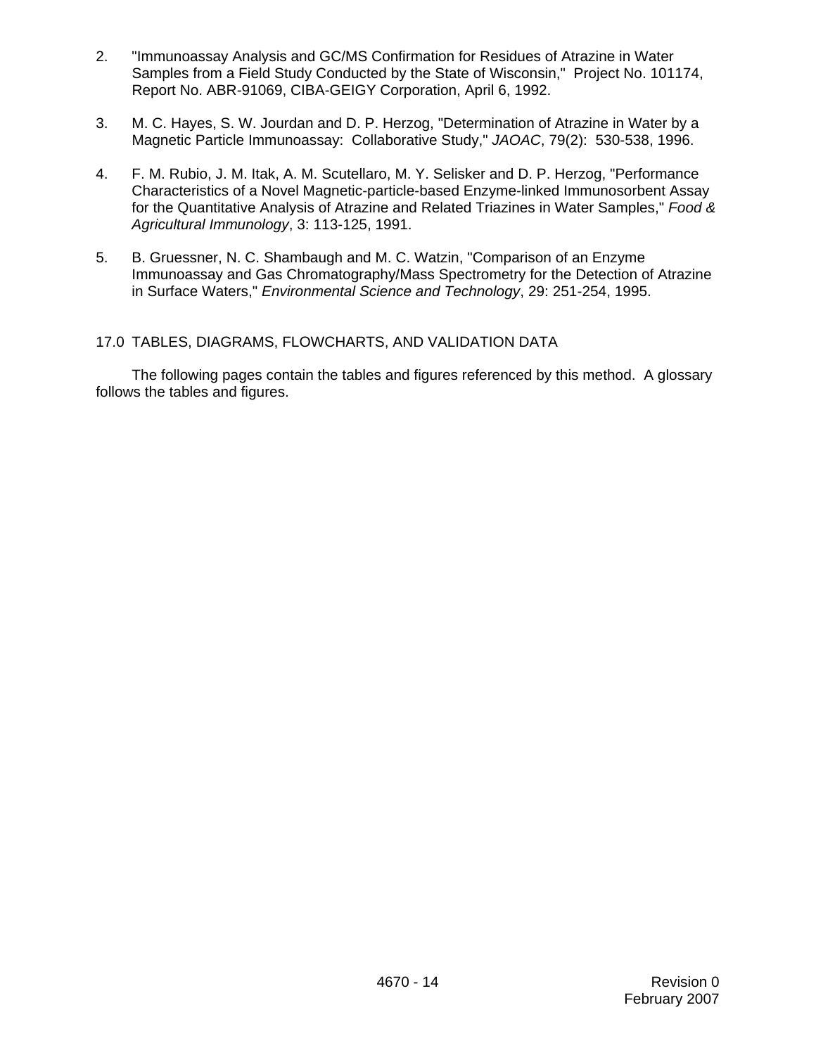2. "Immunoassay Analysis and GC/MS Confirmation for Residues of Atrazine in Water Samples from a Field Study Conducted by the State of Wisconsin," Project No. 101174, Report No. ABR-91069, CIBA-GEIGY Corporation, April 6, 1992.

3. M. C. Hayes, S. W. Jourdan and D. P. Herzog, "Determination of Atrazine in Water by a Magnetic Particle Immunoassay: Collaborative Study," *JAOAC*, 79(2): 530-538, 1996.

4. F. M. Rubio, J. M. Itak, A. M. Scutellaro, M. Y. Selisker and D. P. Herzog, "Performance Characteristics of a Novel Magnetic-particle-based Enzyme-linked Immunosorbent Assay for the Quantitative Analysis of Atrazine and Related Triazines in Water Samples," *Food & Agricultural Immunology*, 3: 113-125, 1991.

5. B. Gruessner, N. C. Shambaugh and M. C. Watzin, "Comparison of an Enzyme Immunoassay and Gas Chromatography/Mass Spectrometry for the Detection of Atrazine in Surface Waters," *Environmental Science and Technology*, 29: 251-254, 1995.

## 17.0 TABLES, DIAGRAMS, FLOWCHARTS, AND VALIDATION DATA

The following pages contain the tables and figures referenced by this method. A glossary follows the tables and figures.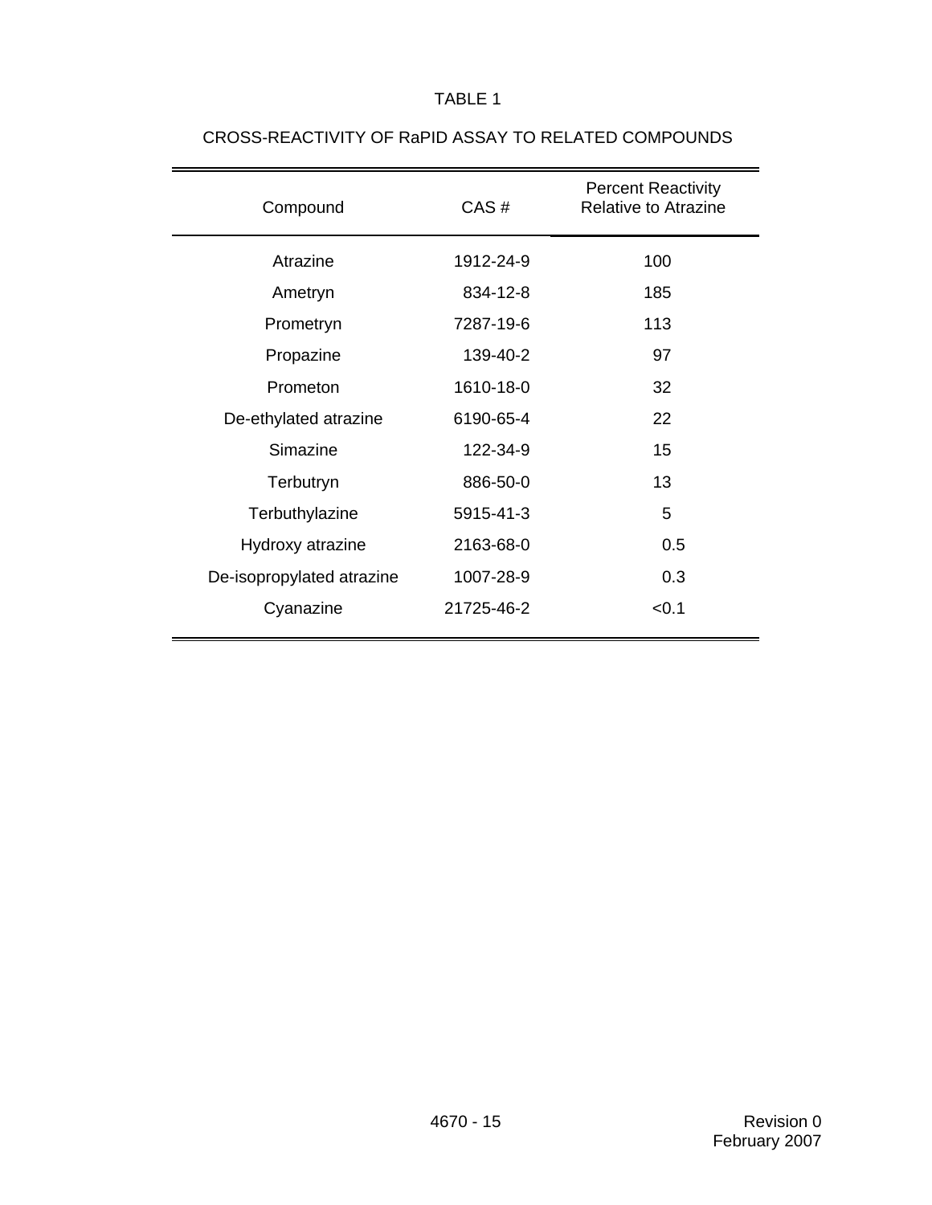TABLE 1

CROSS-REACTIVITY OF RaPID ASSAY TO RELATED COMPOUNDS

| Compound | CAS # | Percent Reactivity Relative to Atrazine |
|---|---|---|
| Atrazine | 1912-24-9 | 100 |
| Ametryn | 834-12-8 | 185 |
| Prometryn | 7287-19-6 | 113 |
| Propazine | 139-40-2 | 97 |
| Prometon | 1610-18-0 | 32 |
| De-ethylated atrazine | 6190-65-4 | 22 |
| Simazine | 122-34-9 | 15 |
| Terbutryn | 886-50-0 | 13 |
| Terbuthylazine | 5915-41-3 | 5 |
| Hydroxy atrazine | 2163-68-0 | 0.5 |
| De-isopropylated atrazine | 1007-28-9 | 0.3 |
| Cyanazine | 21725-46-2 | <0.1 |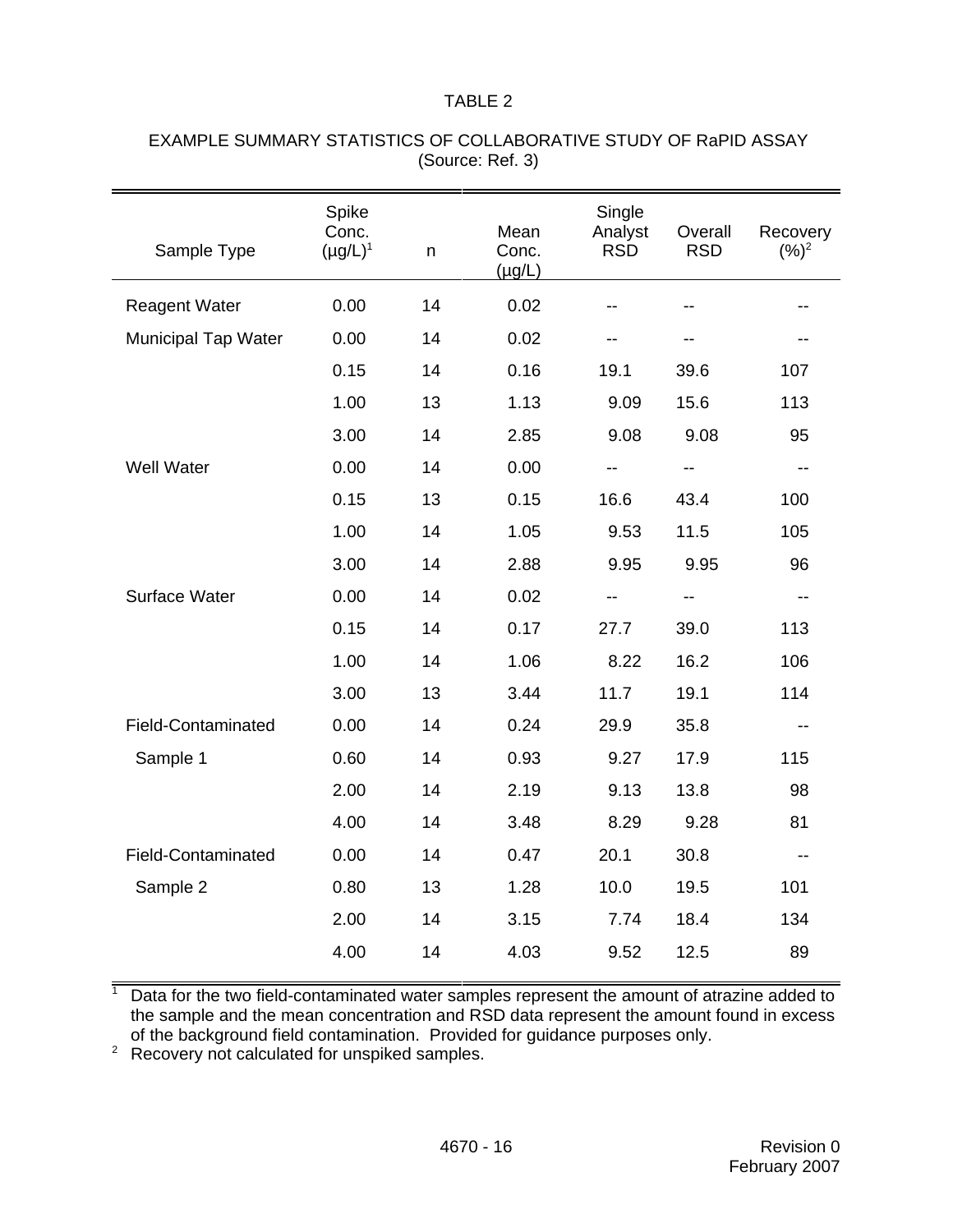TABLE 2

EXAMPLE SUMMARY STATISTICS OF COLLABORATIVE STUDY OF RaPID ASSAY
(Source: Ref. 3)

| Sample Type | Spike Conc. (µg/L)[1] | n | Mean Conc. (µg/L) | Single Analyst RSD | Overall RSD | Recovery (%)[2] |
|---|---|---|---|---|---|---|
| Reagent Water | 0.00 | 14 | 0.02 | -- | -- | -- |
| Municipal Tap Water | 0.00 | 14 | 0.02 | -- | -- | -- |
| | 0.15 | 14 | 0.16 | 19.1 | 39.6 | 107 |
| | 1.00 | 13 | 1.13 | 9.09 | 15.6 | 113 |
| | 3.00 | 14 | 2.85 | 9.08 | 9.08 | 95 |
| Well Water | 0.00 | 14 | 0.00 | -- | -- | -- |
| | 0.15 | 13 | 0.15 | 16.6 | 43.4 | 100 |
| | 1.00 | 14 | 1.05 | 9.53 | 11.5 | 105 |
| | 3.00 | 14 | 2.88 | 9.95 | 9.95 | 96 |
| Surface Water | 0.00 | 14 | 0.02 | -- | -- | -- |
| | 0.15 | 14 | 0.17 | 27.7 | 39.0 | 113 |
| | 1.00 | 14 | 1.06 | 8.22 | 16.2 | 106 |
| | 3.00 | 13 | 3.44 | 11.7 | 19.1 | 114 |
| Field-Contaminated Sample 1 | 0.00 | 14 | 0.24 | 29.9 | 35.8 | -- |
| | 0.60 | 14 | 0.93 | 9.27 | 17.9 | 115 |
| | 2.00 | 14 | 2.19 | 9.13 | 13.8 | 98 |
| | 4.00 | 14 | 3.48 | 8.29 | 9.28 | 81 |
| Field-Contaminated Sample 2 | 0.00 | 14 | 0.47 | 20.1 | 30.8 | -- |
| | 0.80 | 13 | 1.28 | 10.0 | 19.5 | 101 |
| | 2.00 | 14 | 3.15 | 7.74 | 18.4 | 134 |
| | 4.00 | 14 | 4.03 | 9.52 | 12.5 | 89 |

[1] Data for the two field-contaminated water samples represent the amount of atrazine added to the sample and the mean concentration and RSD data represent the amount found in excess of the background field contamination. Provided for guidance purposes only.

[2] Recovery not calculated for unspiked samples.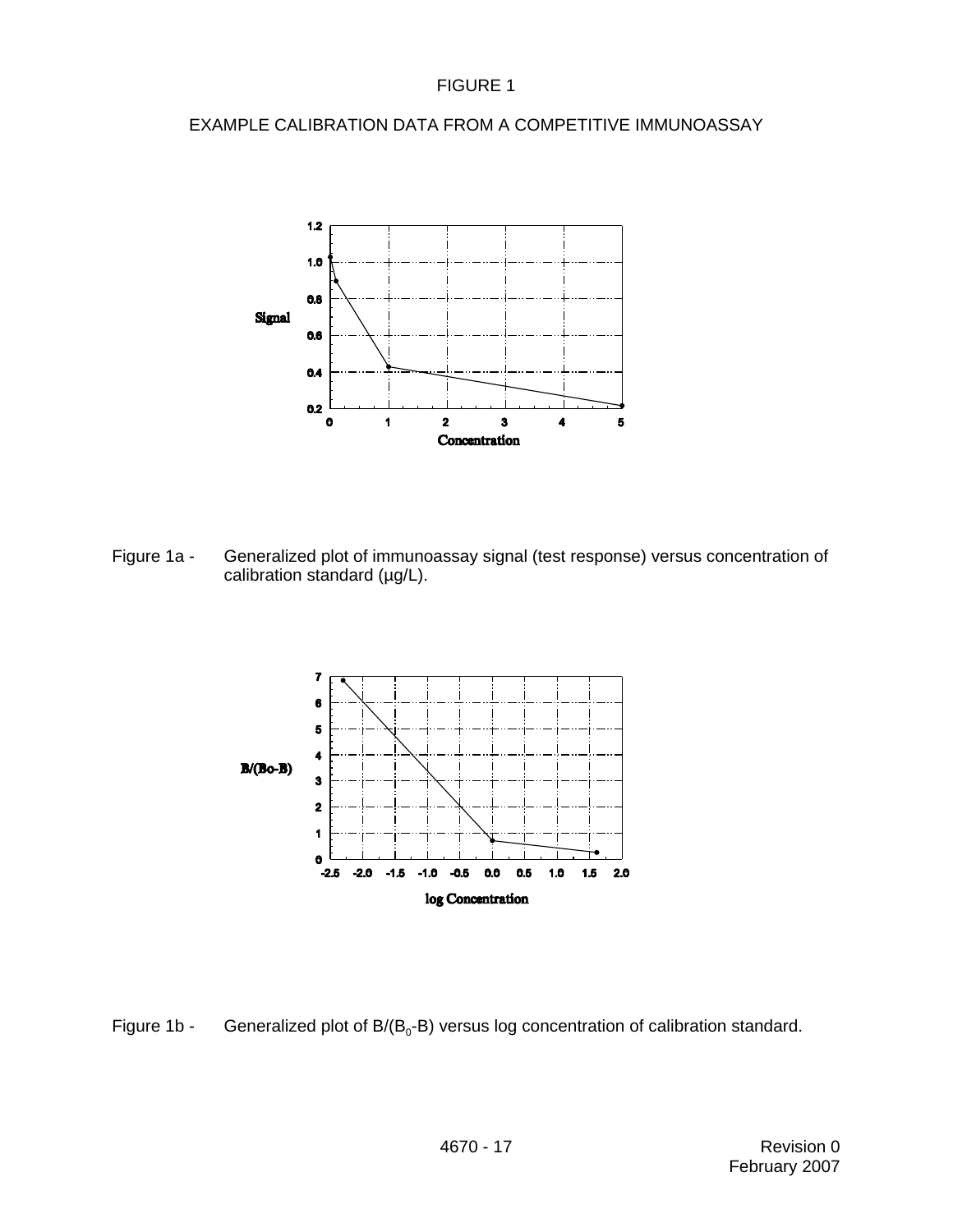FIGURE 1

EXAMPLE CALIBRATION DATA FROM A COMPETITIVE IMMUNOASSAY

Figure 1a - Generalized plot of immunoassay signal (test response) versus concentration of calibration standard (µg/L).

Figure 1b - Generalized plot of $B/(B_0\text{-}B)$ versus log concentration of calibration standard.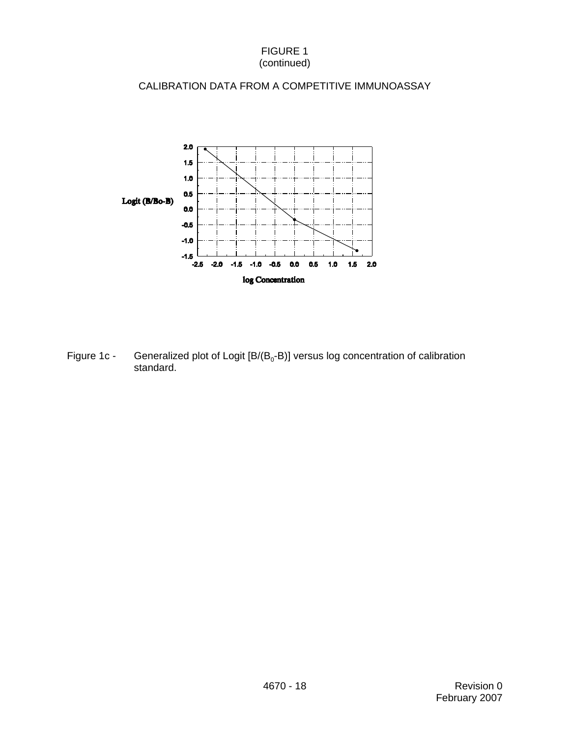FIGURE 1
(continued)

CALIBRATION DATA FROM A COMPETITIVE IMMUNOASSAY

Figure 1c - Generalized plot of Logit [$B/(B_0$-B)] versus log concentration of calibration standard.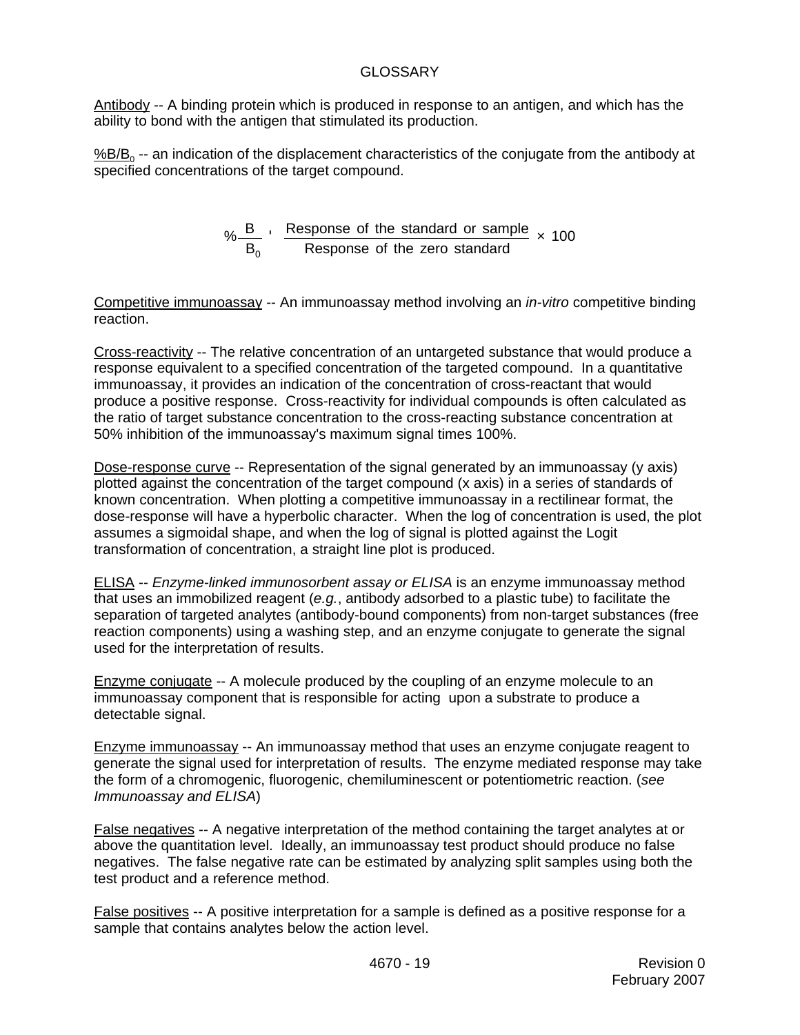# GLOSSARY

Antibody -- A binding protein which is produced in response to an antigen, and which has the ability to bond with the antigen that stimulated its production.

$\%B/B_0$ -- an indication of the displacement characteristics of the conjugate from the antibody at specified concentrations of the target compound.

$$\% \frac{B}{B_0} = \frac{\text{Response of the standard or sample}}{\text{Response of the zero standard}} \times 100$$

Competitive immunoassay -- An immunoassay method involving an *in-vitro* competitive binding reaction.

Cross-reactivity -- The relative concentration of an untargeted substance that would produce a response equivalent to a specified concentration of the targeted compound. In a quantitative immunoassay, it provides an indication of the concentration of cross-reactant that would produce a positive response. Cross-reactivity for individual compounds is often calculated as the ratio of target substance concentration to the cross-reacting substance concentration at 50% inhibition of the immunoassay's maximum signal times 100%.

Dose-response curve -- Representation of the signal generated by an immunoassay (y axis) plotted against the concentration of the target compound (x axis) in a series of standards of known concentration. When plotting a competitive immunoassay in a rectilinear format, the dose-response will have a hyperbolic character. When the log of concentration is used, the plot assumes a sigmoidal shape, and when the log of signal is plotted against the Logit transformation of concentration, a straight line plot is produced.

ELISA -- *Enzyme-linked immunosorbent assay or ELISA* is an enzyme immunoassay method that uses an immobilized reagent (*e.g.*, antibody adsorbed to a plastic tube) to facilitate the separation of targeted analytes (antibody-bound components) from non-target substances (free reaction components) using a washing step, and an enzyme conjugate to generate the signal used for the interpretation of results.

Enzyme conjugate -- A molecule produced by the coupling of an enzyme molecule to an immunoassay component that is responsible for acting upon a substrate to produce a detectable signal.

Enzyme immunoassay -- An immunoassay method that uses an enzyme conjugate reagent to generate the signal used for interpretation of results. The enzyme mediated response may take the form of a chromogenic, fluorogenic, chemiluminescent or potentiometric reaction. (*see Immunoassay and ELISA*)

False negatives -- A negative interpretation of the method containing the target analytes at or above the quantitation level. Ideally, an immunoassay test product should produce no false negatives. The false negative rate can be estimated by analyzing split samples using both the test product and a reference method.

False positives -- A positive interpretation for a sample is defined as a positive response for a sample that contains analytes below the action level.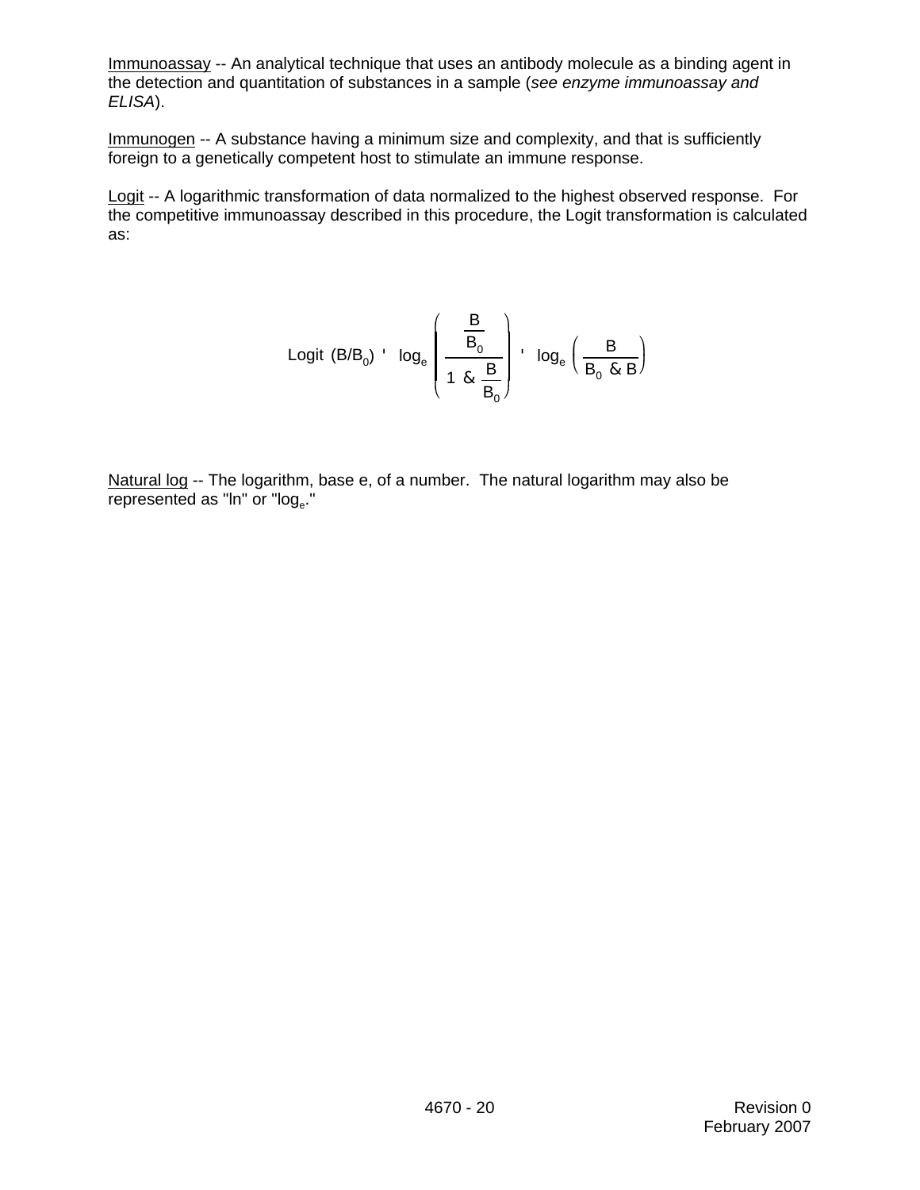Immunoassay -- An analytical technique that uses an antibody molecule as a binding agent in the detection and quantitation of substances in a sample (*see enzyme immunoassay and ELISA*).

Immunogen -- A substance having a minimum size and complexity, and that is sufficiently foreign to a genetically competent host to stimulate an immune response.

Logit -- A logarithmic transformation of data normalized to the highest observed response. For the competitive immunoassay described in this procedure, the Logit transformation is calculated as:

$$\text{Logit}\ (B/B_0) = \log_e \left( \frac{\frac{B}{B_0}}{1 - \frac{B}{B_0}} \right) = \log_e \left( \frac{B}{B_0 - B} \right)$$

Natural log -- The logarithm, base e, of a number. The natural logarithm may also be represented as "ln" or "$\log_e$."